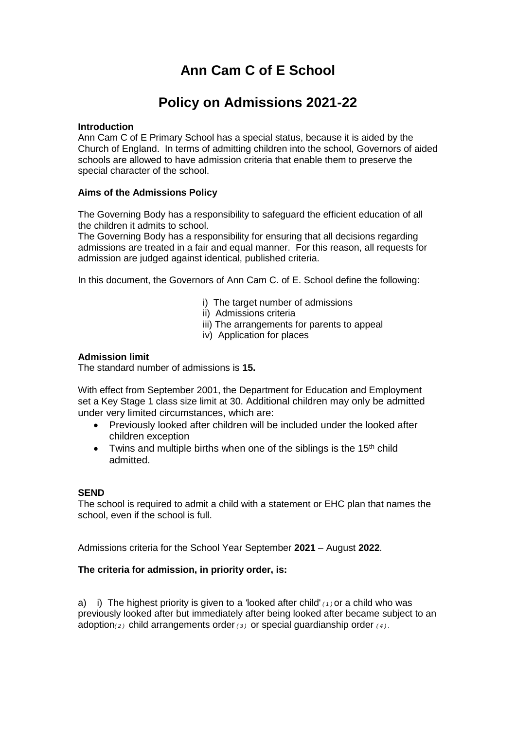# Ann Cam C of E School

# Policy on Admissions 2021-22

**Introduction**
Ann Cam C of E Primary School has a special status, because it is aided by the Church of England. In terms of admitting children into the school, Governors of aided schools are allowed to have admission criteria that enable them to preserve the special character of the school.

**Aims of the Admissions Policy**

The Governing Body has a responsibility to safeguard the efficient education of all the children it admits to school.
The Governing Body has a responsibility for ensuring that all decisions regarding admissions are treated in a fair and equal manner. For this reason, all requests for admission are judged against identical, published criteria.

In this document, the Governors of Ann Cam C. of E. School define the following:

- i) The target number of admissions
- ii) Admissions criteria
- iii) The arrangements for parents to appeal
- iv) Application for places

**Admission limit**
The standard number of admissions is **15.**

With effect from September 2001, the Department for Education and Employment set a Key Stage 1 class size limit at 30. Additional children may only be admitted under very limited circumstances, which are:

- Previously looked after children will be included under the looked after children exception
- Twins and multiple births when one of the siblings is the 15th child admitted.

**SEND**
The school is required to admit a child with a statement or EHC plan that names the school, even if the school is full.

Admissions criteria for the School Year September **2021** – August **2022**.

**The criteria for admission, in priority order, is:**

a) i) The highest priority is given to a 'looked after child' *(1)* or a child who was previously looked after but immediately after being looked after became subject to an adoption*(2)* child arrangements order *(3)* or special guardianship order *(4)*.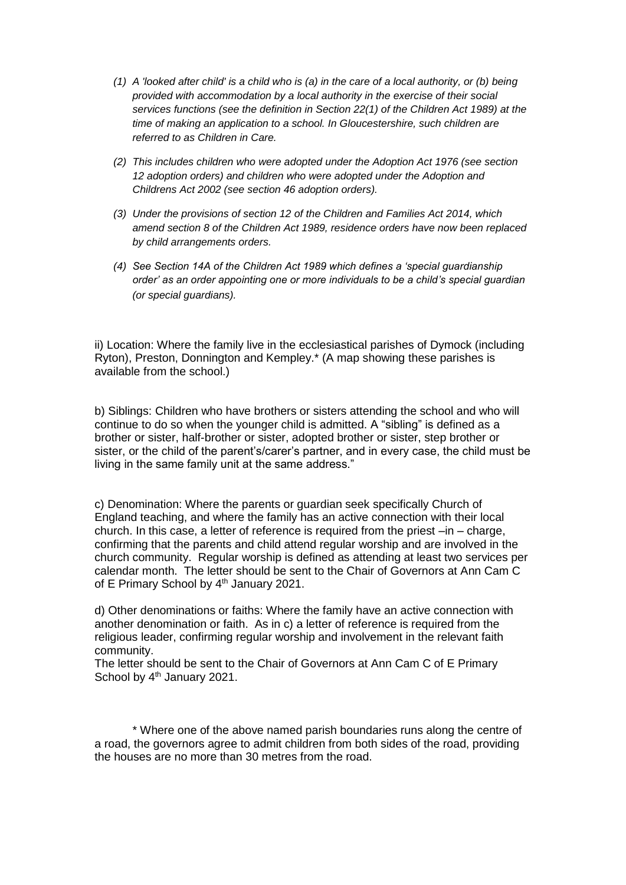*(1) A 'looked after child' is a child who is (a) in the care of a local authority, or (b) being provided with accommodation by a local authority in the exercise of their social services functions (see the definition in Section 22(1) of the Children Act 1989) at the time of making an application to a school. In Gloucestershire, such children are referred to as Children in Care.*

*(2) This includes children who were adopted under the Adoption Act 1976 (see section 12 adoption orders) and children who were adopted under the Adoption and Childrens Act 2002 (see section 46 adoption orders).*

*(3) Under the provisions of section 12 of the Children and Families Act 2014, which amend section 8 of the Children Act 1989, residence orders have now been replaced by child arrangements orders.*

*(4) See Section 14A of the Children Act 1989 which defines a 'special guardianship order' as an order appointing one or more individuals to be a child's special guardian (or special guardians).*

ii) Location: Where the family live in the ecclesiastical parishes of Dymock (including Ryton), Preston, Donnington and Kempley.* (A map showing these parishes is available from the school.)

b) Siblings: Children who have brothers or sisters attending the school and who will continue to do so when the younger child is admitted. A "sibling" is defined as a brother or sister, half-brother or sister, adopted brother or sister, step brother or sister, or the child of the parent's/carer's partner, and in every case, the child must be living in the same family unit at the same address."

c) Denomination: Where the parents or guardian seek specifically Church of England teaching, and where the family has an active connection with their local church. In this case, a letter of reference is required from the priest –in – charge, confirming that the parents and child attend regular worship and are involved in the church community. Regular worship is defined as attending at least two services per calendar month. The letter should be sent to the Chair of Governors at Ann Cam C of E Primary School by 4th January 2021.

d) Other denominations or faiths: Where the family have an active connection with another denomination or faith. As in c) a letter of reference is required from the religious leader, confirming regular worship and involvement in the relevant faith community.
The letter should be sent to the Chair of Governors at Ann Cam C of E Primary School by 4th January 2021.

\* Where one of the above named parish boundaries runs along the centre of a road, the governors agree to admit children from both sides of the road, providing the houses are no more than 30 metres from the road.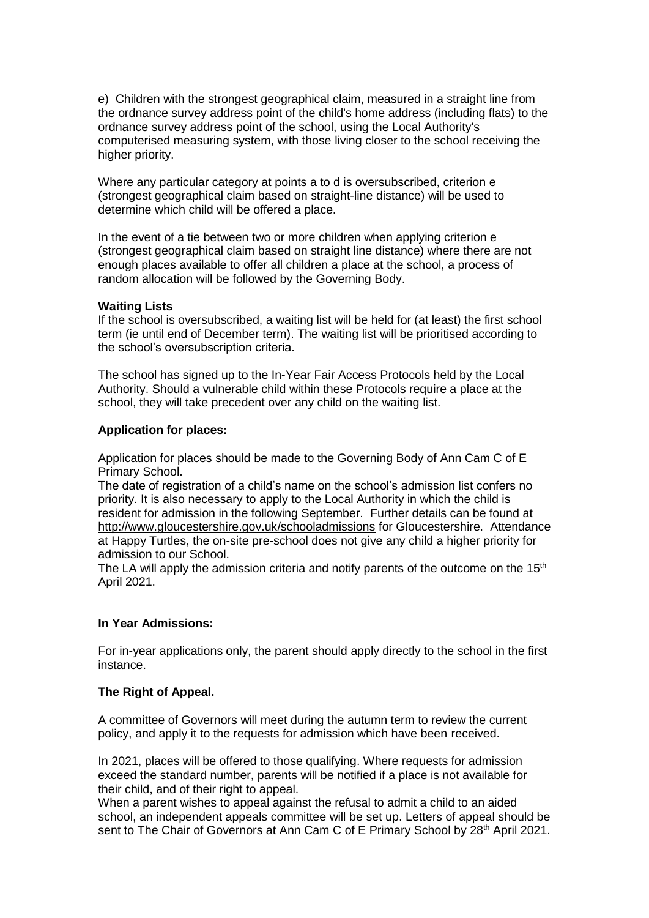e) Children with the strongest geographical claim, measured in a straight line from the ordnance survey address point of the child's home address (including flats) to the ordnance survey address point of the school, using the Local Authority's computerised measuring system, with those living closer to the school receiving the higher priority.

Where any particular category at points a to d is oversubscribed, criterion e (strongest geographical claim based on straight-line distance) will be used to determine which child will be offered a place.

In the event of a tie between two or more children when applying criterion e (strongest geographical claim based on straight line distance) where there are not enough places available to offer all children a place at the school, a process of random allocation will be followed by the Governing Body.

**Waiting Lists**

If the school is oversubscribed, a waiting list will be held for (at least) the first school term (ie until end of December term). The waiting list will be prioritised according to the school's oversubscription criteria.

The school has signed up to the In-Year Fair Access Protocols held by the Local Authority. Should a vulnerable child within these Protocols require a place at the school, they will take precedent over any child on the waiting list.

**Application for places:**

Application for places should be made to the Governing Body of Ann Cam C of E Primary School.

The date of registration of a child's name on the school's admission list confers no priority. It is also necessary to apply to the Local Authority in which the child is resident for admission in the following September. Further details can be found at http://www.gloucestershire.gov.uk/schooladmissions for Gloucestershire. Attendance at Happy Turtles, the on-site pre-school does not give any child a higher priority for admission to our School.

The LA will apply the admission criteria and notify parents of the outcome on the 15th April 2021.

**In Year Admissions:**

For in-year applications only, the parent should apply directly to the school in the first instance.

**The Right of Appeal.**

A committee of Governors will meet during the autumn term to review the current policy, and apply it to the requests for admission which have been received.

In 2021, places will be offered to those qualifying. Where requests for admission exceed the standard number, parents will be notified if a place is not available for their child, and of their right to appeal.

When a parent wishes to appeal against the refusal to admit a child to an aided school, an independent appeals committee will be set up. Letters of appeal should be sent to The Chair of Governors at Ann Cam C of E Primary School by 28th April 2021.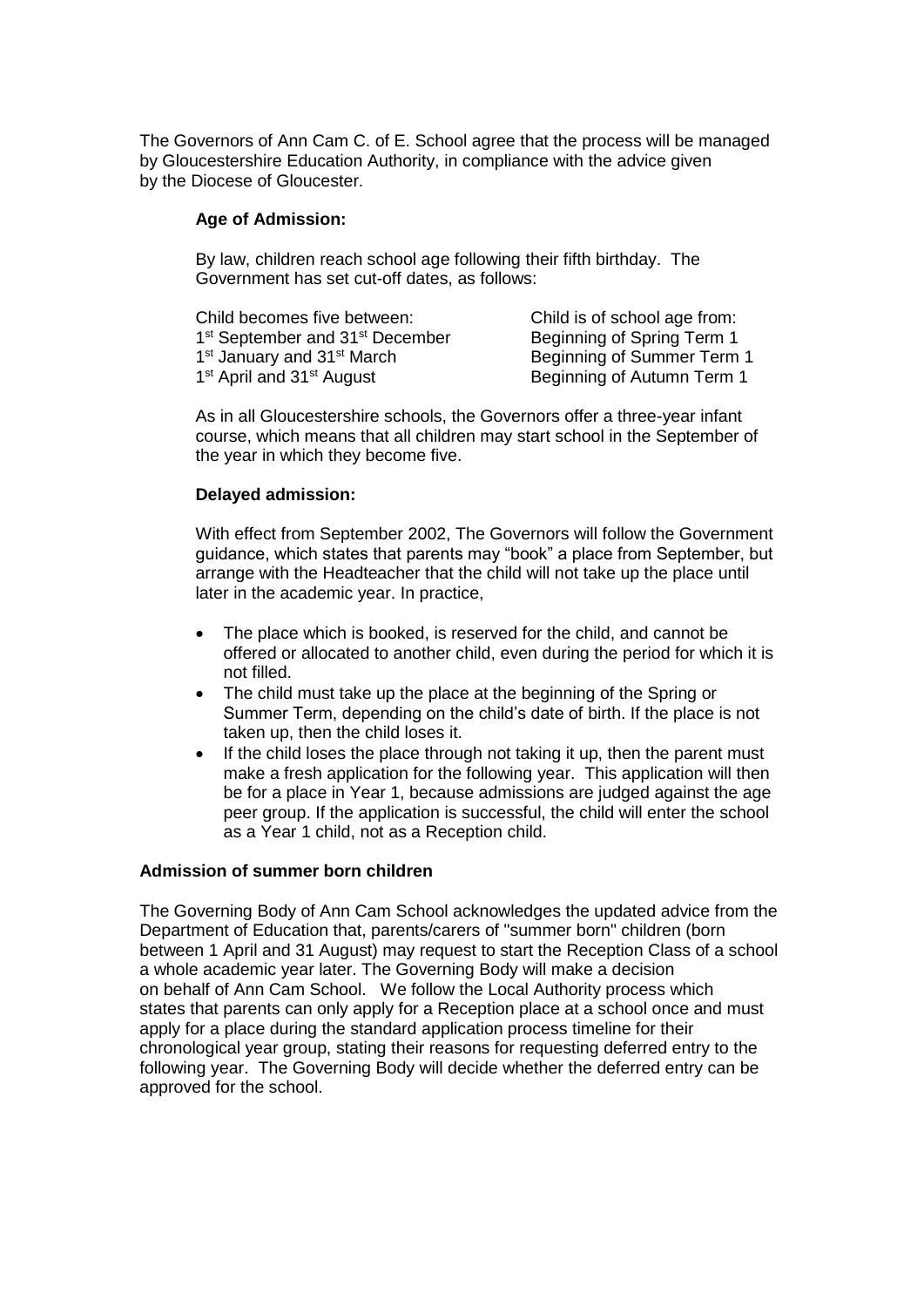The Governors of Ann Cam C. of E. School agree that the process will be managed by Gloucestershire Education Authority, in compliance with the advice given by the Diocese of Gloucester.

**Age of Admission:**

By law, children reach school age following their fifth birthday. The Government has set cut-off dates, as follows:

| Child becomes five between: | Child is of school age from: |
|---|---|
| 1st September and 31st December | Beginning of Spring Term 1 |
| 1st January and 31st March | Beginning of Summer Term 1 |
| 1st April and 31st August | Beginning of Autumn Term 1 |

As in all Gloucestershire schools, the Governors offer a three-year infant course, which means that all children may start school in the September of the year in which they become five.

**Delayed admission:**

With effect from September 2002, The Governors will follow the Government guidance, which states that parents may "book" a place from September, but arrange with the Headteacher that the child will not take up the place until later in the academic year. In practice,

- The place which is booked, is reserved for the child, and cannot be offered or allocated to another child, even during the period for which it is not filled.
- The child must take up the place at the beginning of the Spring or Summer Term, depending on the child's date of birth. If the place is not taken up, then the child loses it.
- If the child loses the place through not taking it up, then the parent must make a fresh application for the following year. This application will then be for a place in Year 1, because admissions are judged against the age peer group. If the application is successful, the child will enter the school as a Year 1 child, not as a Reception child.

**Admission of summer born children**

The Governing Body of Ann Cam School acknowledges the updated advice from the Department of Education that, parents/carers of "summer born" children (born between 1 April and 31 August) may request to start the Reception Class of a school a whole academic year later. The Governing Body will make a decision on behalf of Ann Cam School. We follow the Local Authority process which states that parents can only apply for a Reception place at a school once and must apply for a place during the standard application process timeline for their chronological year group, stating their reasons for requesting deferred entry to the following year. The Governing Body will decide whether the deferred entry can be approved for the school.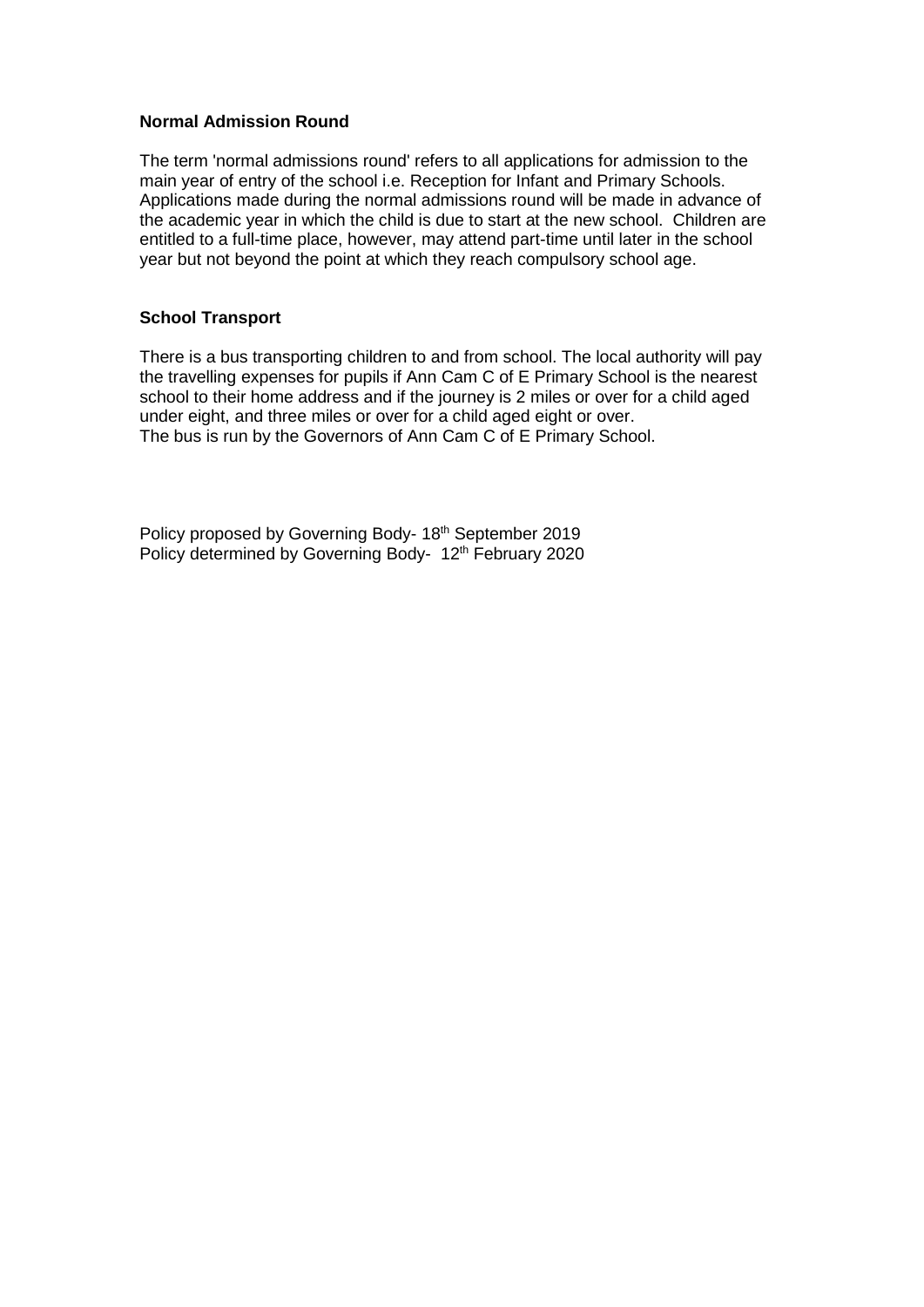**Normal Admission Round**

The term 'normal admissions round' refers to all applications for admission to the main year of entry of the school i.e. Reception for Infant and Primary Schools. Applications made during the normal admissions round will be made in advance of the academic year in which the child is due to start at the new school. Children are entitled to a full-time place, however, may attend part-time until later in the school year but not beyond the point at which they reach compulsory school age.

**School Transport**

There is a bus transporting children to and from school. The local authority will pay the travelling expenses for pupils if Ann Cam C of E Primary School is the nearest school to their home address and if the journey is 2 miles or over for a child aged under eight, and three miles or over for a child aged eight or over.
The bus is run by the Governors of Ann Cam C of E Primary School.

Policy proposed by Governing Body- 18th September 2019
Policy determined by Governing Body- 12th February 2020